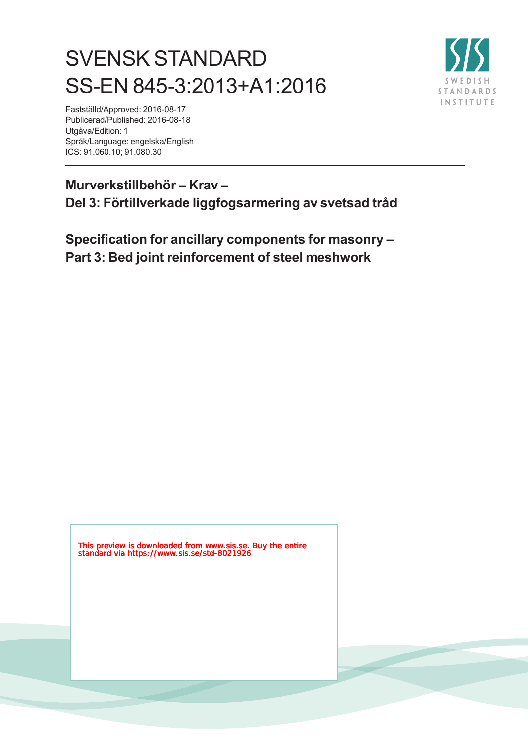# SVENSK STANDARD
# SS-EN 845-3:2013+A1:2016

Fastställd/Approved: 2016-08-17
Publicerad/Published: 2016-08-18
Utgåva/Edition: 1
Språk/Language: engelska/English
ICS: 91.060.10; 91.080.30

## Murverkstillbehör – Krav –
## Del 3: Förtillverkade liggfogsarmering av svetsad tråd

## Specification for ancillary components for masonry –
## Part 3: Bed joint reinforcement of steel meshwork

This preview is downloaded from www.sis.se. Buy the entire standard via https://www.sis.se/std-8021926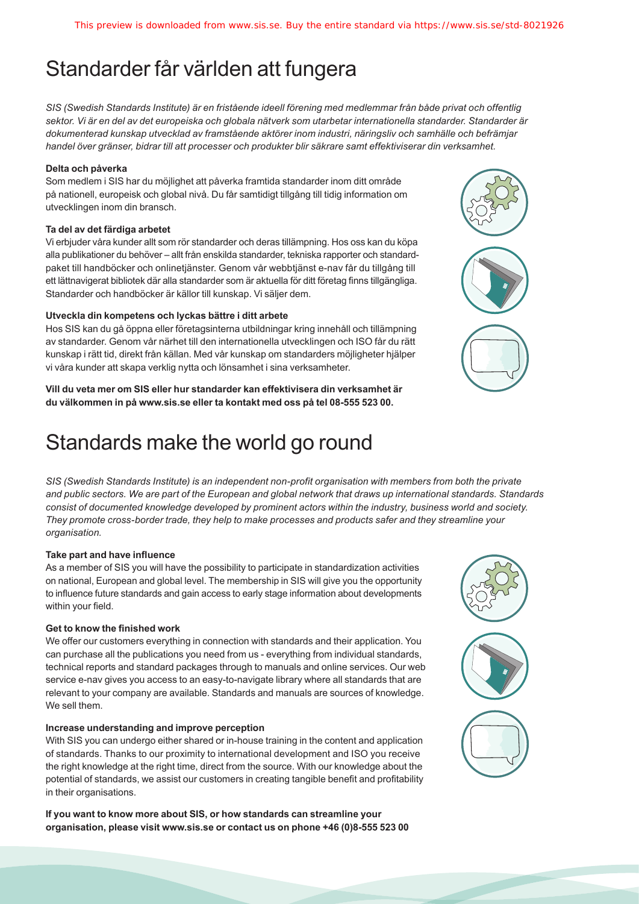# Standarder får världen att fungera

*SIS (Swedish Standards Institute) är en fristående ideell förening med medlemmar från både privat och offentlig sektor. Vi är en del av det europeiska och globala nätverk som utarbetar internationella standarder. Standarder är dokumenterad kunskap utvecklad av framstående aktörer inom industri, näringsliv och samhälle och befrämjar handel över gränser, bidrar till att processer och produkter blir säkrare samt effektiviserar din verksamhet.*

**Delta och påverka**

Som medlem i SIS har du möjlighet att påverka framtida standarder inom ditt område på nationell, europeisk och global nivå. Du får samtidigt tillgång till tidig information om utvecklingen inom din bransch.

**Ta del av det färdiga arbetet**

Vi erbjuder våra kunder allt som rör standarder och deras tillämpning. Hos oss kan du köpa alla publikationer du behöver – allt från enskilda standarder, tekniska rapporter och standardpaket till handböcker och onlinetjänster. Genom vår webbtjänst e-nav får du tillgång till ett lättnavigerat bibliotek där alla standarder som är aktuella för ditt företag finns tillgängliga. Standarder och handböcker är källor till kunskap. Vi säljer dem.

**Utveckla din kompetens och lyckas bättre i ditt arbete**

Hos SIS kan du gå öppna eller företagsinterna utbildningar kring innehåll och tillämpning av standarder. Genom vår närhet till den internationella utvecklingen och ISO får du rätt kunskap i rätt tid, direkt från källan. Med vår kunskap om standarders möjligheter hjälper vi våra kunder att skapa verklig nytta och lönsamhet i sina verksamheter.

**Vill du veta mer om SIS eller hur standarder kan effektivisera din verksamhet är du välkommen in på www.sis.se eller ta kontakt med oss på tel 08-555 523 00.**

# Standards make the world go round

*SIS (Swedish Standards Institute) is an independent non-profit organisation with members from both the private and public sectors. We are part of the European and global network that draws up international standards. Standards consist of documented knowledge developed by prominent actors within the industry, business world and society. They promote cross-border trade, they help to make processes and products safer and they streamline your organisation.*

**Take part and have influence**

As a member of SIS you will have the possibility to participate in standardization activities on national, European and global level. The membership in SIS will give you the opportunity to influence future standards and gain access to early stage information about developments within your field.

**Get to know the finished work**

We offer our customers everything in connection with standards and their application. You can purchase all the publications you need from us - everything from individual standards, technical reports and standard packages through to manuals and online services. Our web service e-nav gives you access to an easy-to-navigate library where all standards that are relevant to your company are available. Standards and manuals are sources of knowledge. We sell them.

**Increase understanding and improve perception**

With SIS you can undergo either shared or in-house training in the content and application of standards. Thanks to our proximity to international development and ISO you receive the right knowledge at the right time, direct from the source. With our knowledge about the potential of standards, we assist our customers in creating tangible benefit and profitability in their organisations.

**If you want to know more about SIS, or how standards can streamline your organisation, please visit www.sis.se or contact us on phone +46 (0)8-555 523 00**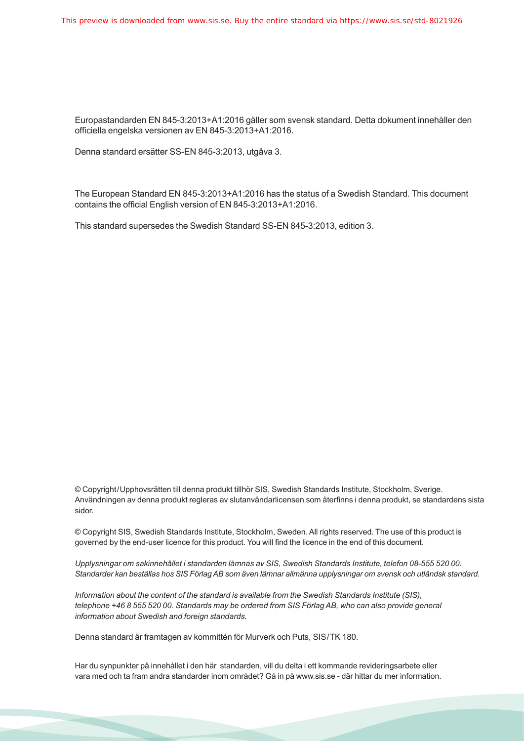Europastandarden EN 845-3:2013+A1:2016 gäller som svensk standard. Detta dokument innehåller den officiella engelska versionen av EN 845-3:2013+A1:2016.

Denna standard ersätter SS-EN 845-3:2013, utgåva 3.

The European Standard EN 845-3:2013+A1:2016 has the status of a Swedish Standard. This document contains the official English version of EN 845-3:2013+A1:2016.

This standard supersedes the Swedish Standard SS-EN 845-3:2013, edition 3.

© Copyright/Upphovsrätten till denna produkt tillhör SIS, Swedish Standards Institute, Stockholm, Sverige. Användningen av denna produkt regleras av slutanvändarlicensen som återfinns i denna produkt, se standardens sista sidor.

© Copyright SIS, Swedish Standards Institute, Stockholm, Sweden. All rights reserved. The use of this product is governed by the end-user licence for this product. You will find the licence in the end of this document.

*Upplysningar om sakinnehållet i standarden lämnas av SIS, Swedish Standards Institute, telefon 08-555 520 00. Standarder kan beställas hos SIS Förlag AB som även lämnar allmänna upplysningar om svensk och utländsk standard.*

*Information about the content of the standard is available from the Swedish Standards Institute (SIS), telephone +46 8 555 520 00. Standards may be ordered from SIS Förlag AB, who can also provide general information about Swedish and foreign standards.*

Denna standard är framtagen av kommittén för Murverk och Puts, SIS/TK 180.

Har du synpunkter på innehållet i den här standarden, vill du delta i ett kommande revideringsarbete eller vara med och ta fram andra standarder inom området? Gå in på www.sis.se - där hittar du mer information.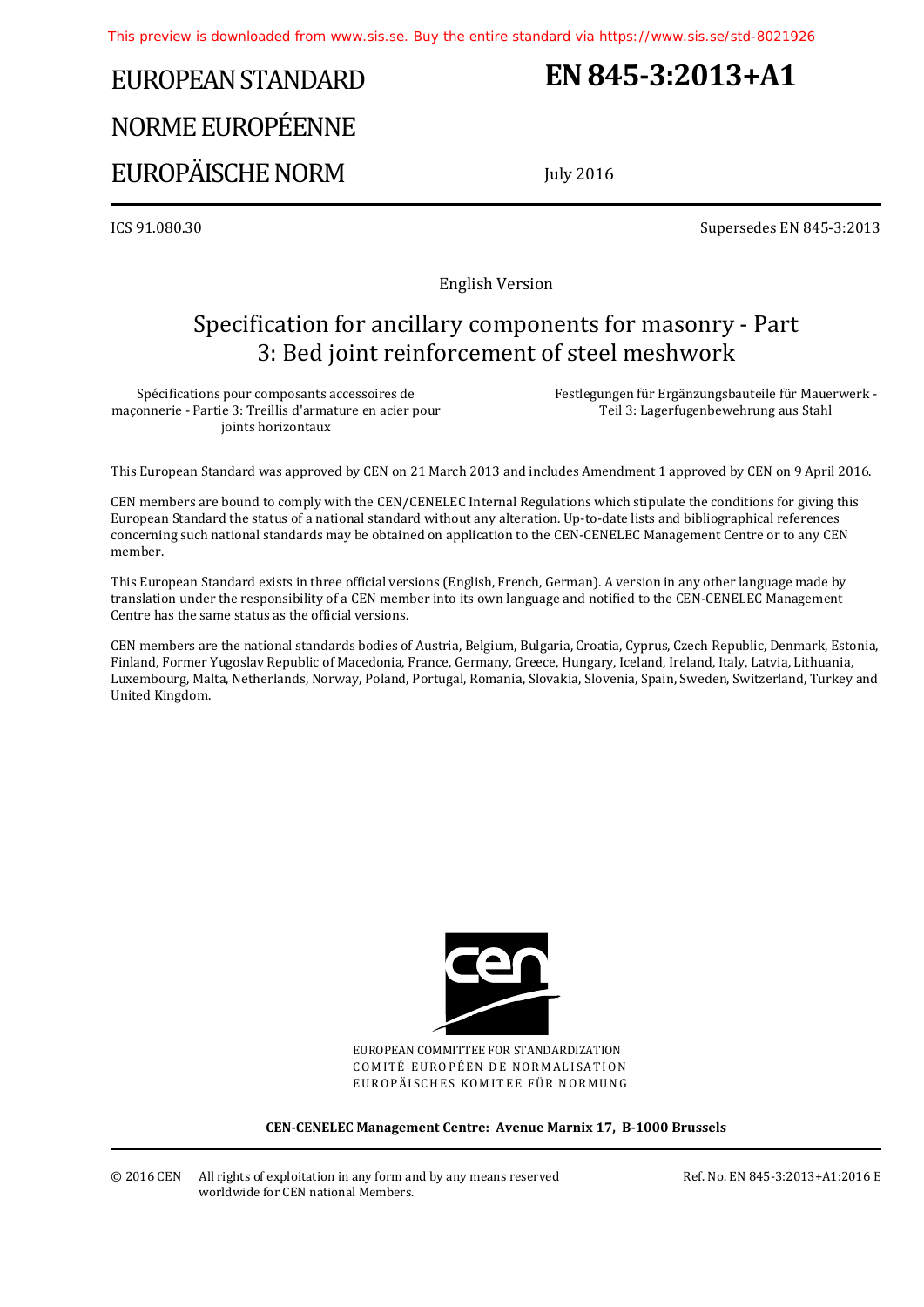# EUROPEAN STANDARD
# NORME EUROPÉENNE
# EUROPÄISCHE NORM

# EN 845-3:2013+A1

July 2016

ICS 91.080.30

Supersedes EN 845-3:2013

English Version

## Specification for ancillary components for masonry - Part 3: Bed joint reinforcement of steel meshwork

Spécifications pour composants accessoires de maçonnerie - Partie 3: Treillis d'armature en acier pour joints horizontaux

Festlegungen für Ergänzungsbauteile für Mauerwerk - Teil 3: Lagerfugenbewehrung aus Stahl

This European Standard was approved by CEN on 21 March 2013 and includes Amendment 1 approved by CEN on 9 April 2016.

CEN members are bound to comply with the CEN/CENELEC Internal Regulations which stipulate the conditions for giving this European Standard the status of a national standard without any alteration. Up-to-date lists and bibliographical references concerning such national standards may be obtained on application to the CEN-CENELEC Management Centre or to any CEN member.

This European Standard exists in three official versions (English, French, German). A version in any other language made by translation under the responsibility of a CEN member into its own language and notified to the CEN-CENELEC Management Centre has the same status as the official versions.

CEN members are the national standards bodies of Austria, Belgium, Bulgaria, Croatia, Cyprus, Czech Republic, Denmark, Estonia, Finland, Former Yugoslav Republic of Macedonia, France, Germany, Greece, Hungary, Iceland, Ireland, Italy, Latvia, Lithuania, Luxembourg, Malta, Netherlands, Norway, Poland, Portugal, Romania, Slovakia, Slovenia, Spain, Sweden, Switzerland, Turkey and United Kingdom.

EUROPEAN COMMITTEE FOR STANDARDIZATION
COMITÉ EUROPÉEN DE NORMALISATION
EUROPÄISCHES KOMITEE FÜR NORMUNG

**CEN-CENELEC Management Centre: Avenue Marnix 17, B-1000 Brussels**

© 2016 CEN All rights of exploitation in any form and by any means reserved worldwide for CEN national Members.

Ref. No. EN 845-3:2013+A1:2016 E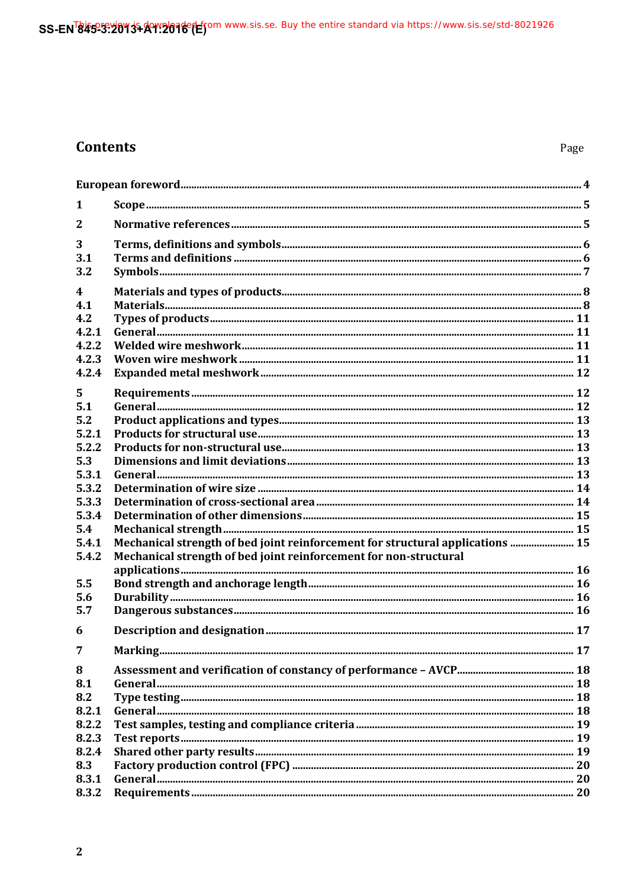## Contents

Page

European foreword ........ 4

| | | |
|---|---|---|
| 1 | Scope | 5 |
| 2 | Normative references | 5 |
| 3 | Terms, definitions and symbols | 6 |
| 3.1 | Terms and definitions | 6 |
| 3.2 | Symbols | 7 |
| 4 | Materials and types of products | 8 |
| 4.1 | Materials | 8 |
| 4.2 | Types of products | 11 |
| 4.2.1 | General | 11 |
| 4.2.2 | Welded wire meshwork | 11 |
| 4.2.3 | Woven wire meshwork | 11 |
| 4.2.4 | Expanded metal meshwork | 12 |
| 5 | Requirements | 12 |
| 5.1 | General | 12 |
| 5.2 | Product applications and types | 13 |
| 5.2.1 | Products for structural use | 13 |
| 5.2.2 | Products for non-structural use | 13 |
| 5.3 | Dimensions and limit deviations | 13 |
| 5.3.1 | General | 13 |
| 5.3.2 | Determination of wire size | 14 |
| 5.3.3 | Determination of cross-sectional area | 14 |
| 5.3.4 | Determination of other dimensions | 15 |
| 5.4 | Mechanical strength | 15 |
| 5.4.1 | Mechanical strength of bed joint reinforcement for structural applications | 15 |
| 5.4.2 | Mechanical strength of bed joint reinforcement for non-structural applications | 16 |
| 5.5 | Bond strength and anchorage length | 16 |
| 5.6 | Durability | 16 |
| 5.7 | Dangerous substances | 16 |
| 6 | Description and designation | 17 |
| 7 | Marking | 17 |
| 8 | Assessment and verification of constancy of performance – AVCP | 18 |
| 8.1 | General | 18 |
| 8.2 | Type testing | 18 |
| 8.2.1 | General | 18 |
| 8.2.2 | Test samples, testing and compliance criteria | 19 |
| 8.2.3 | Test reports | 19 |
| 8.2.4 | Shared other party results | 19 |
| 8.3 | Factory production control (FPC) | 20 |
| 8.3.1 | General | 20 |
| 8.3.2 | Requirements | 20 |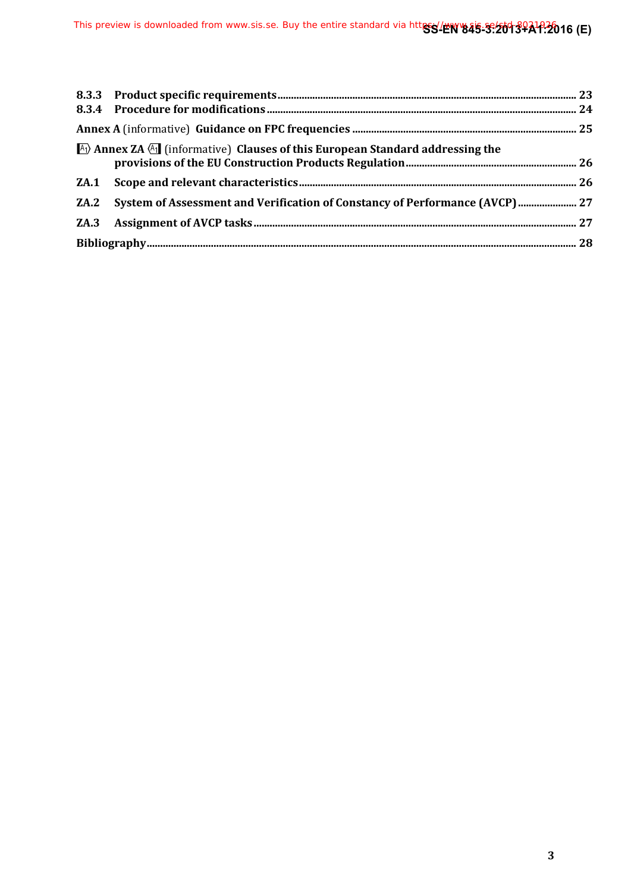8.3.3 Product specific requirements ............................................................................................................. 23
8.3.4 Procedure for modifications ................................................................................................................. 24

Annex A (informative) Guidance on FPC frequencies ................................................................................. 25

A1) Annex ZA (A1 (informative) Clauses of this European Standard addressing the provisions of the EU Construction Products Regulation ........................................................... 26

ZA.1 Scope and relevant characteristics ..................................................................................................... 26

ZA.2 System of Assessment and Verification of Constancy of Performance (AVCP) ..................... 27

ZA.3 Assignment of AVCP tasks ...................................................................................................................... 27

Bibliography ............................................................................................................................................................. 28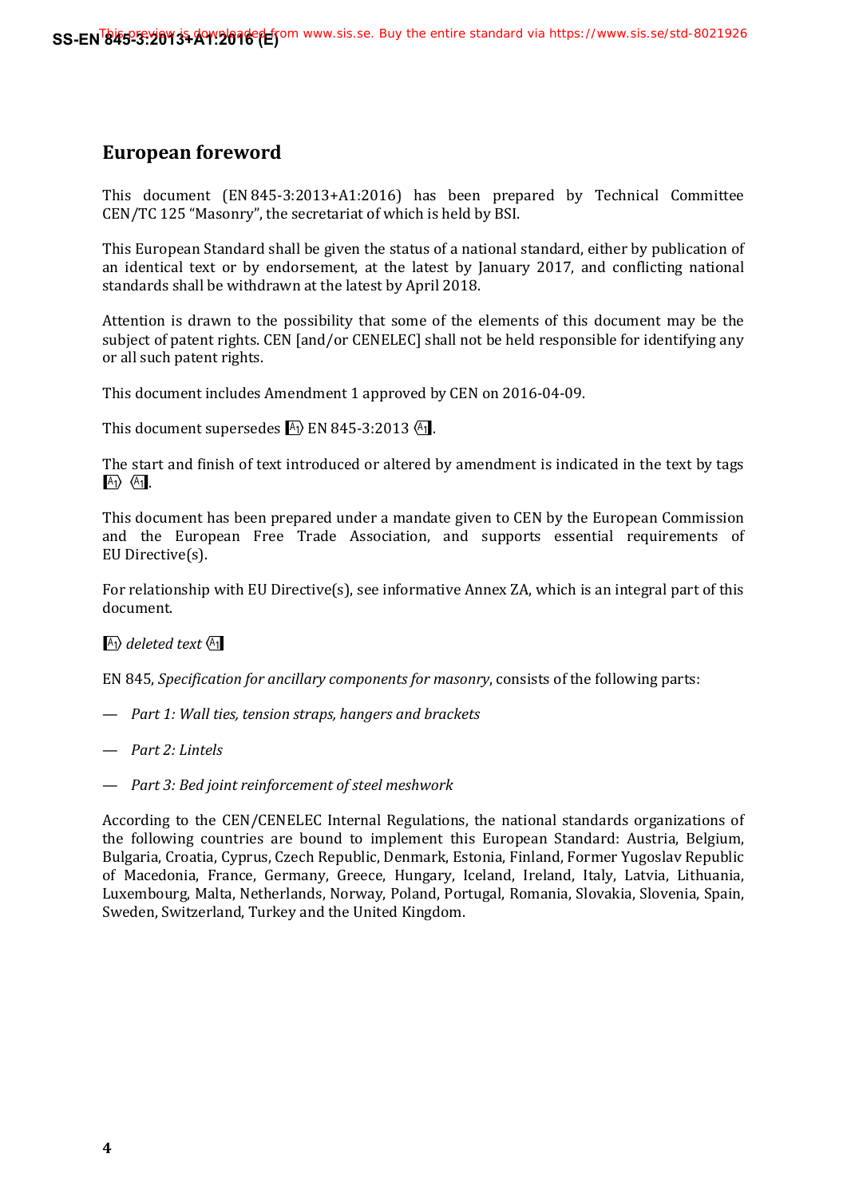# European foreword

This document (EN 845-3:2013+A1:2016) has been prepared by Technical Committee CEN/TC 125 “Masonry”, the secretariat of which is held by BSI.

This European Standard shall be given the status of a national standard, either by publication of an identical text or by endorsement, at the latest by January 2017, and conflicting national standards shall be withdrawn at the latest by April 2018.

Attention is drawn to the possibility that some of the elements of this document may be the subject of patent rights. CEN [and/or CENELEC] shall not be held responsible for identifying any or all such patent rights.

This document includes Amendment 1 approved by CEN on 2016-04-09.

This document supersedes A1⟩ EN 845-3:2013 ⟨A1.

The start and finish of text introduced or altered by amendment is indicated in the text by tags A1⟩ ⟨A1.

This document has been prepared under a mandate given to CEN by the European Commission and the European Free Trade Association, and supports essential requirements of EU Directive(s).

For relationship with EU Directive(s), see informative Annex ZA, which is an integral part of this document.

A1⟩ *deleted text* ⟨A1

EN 845, *Specification for ancillary components for masonry*, consists of the following parts:

— *Part 1: Wall ties, tension straps, hangers and brackets*

— *Part 2: Lintels*

— *Part 3: Bed joint reinforcement of steel meshwork*

According to the CEN/CENELEC Internal Regulations, the national standards organizations of the following countries are bound to implement this European Standard: Austria, Belgium, Bulgaria, Croatia, Cyprus, Czech Republic, Denmark, Estonia, Finland, Former Yugoslav Republic of Macedonia, France, Germany, Greece, Hungary, Iceland, Ireland, Italy, Latvia, Lithuania, Luxembourg, Malta, Netherlands, Norway, Poland, Portugal, Romania, Slovakia, Slovenia, Spain, Sweden, Switzerland, Turkey and the United Kingdom.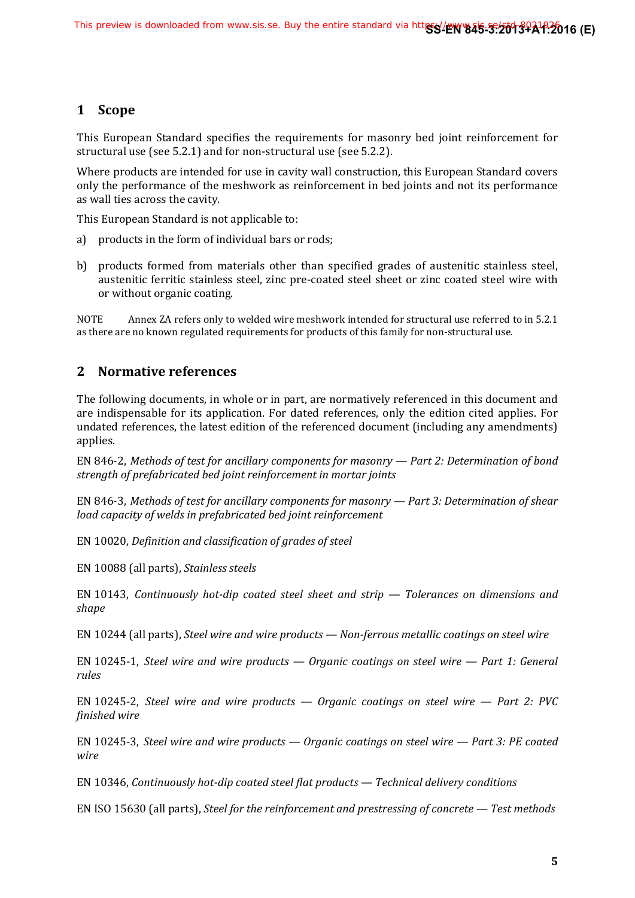## 1 Scope

This European Standard specifies the requirements for masonry bed joint reinforcement for structural use (see 5.2.1) and for non-structural use (see 5.2.2).

Where products are intended for use in cavity wall construction, this European Standard covers only the performance of the meshwork as reinforcement in bed joints and not its performance as wall ties across the cavity.

This European Standard is not applicable to:

a) products in the form of individual bars or rods;

b) products formed from materials other than specified grades of austenitic stainless steel, austenitic ferritic stainless steel, zinc pre-coated steel sheet or zinc coated steel wire with or without organic coating.

NOTE Annex ZA refers only to welded wire meshwork intended for structural use referred to in 5.2.1 as there are no known regulated requirements for products of this family for non-structural use.

## 2 Normative references

The following documents, in whole or in part, are normatively referenced in this document and are indispensable for its application. For dated references, only the edition cited applies. For undated references, the latest edition of the referenced document (including any amendments) applies.

EN 846-2, *Methods of test for ancillary components for masonry — Part 2: Determination of bond strength of prefabricated bed joint reinforcement in mortar joints*

EN 846-3, *Methods of test for ancillary components for masonry — Part 3: Determination of shear load capacity of welds in prefabricated bed joint reinforcement*

EN 10020, *Definition and classification of grades of steel*

EN 10088 (all parts), *Stainless steels*

EN 10143, *Continuously hot-dip coated steel sheet and strip — Tolerances on dimensions and shape*

EN 10244 (all parts), *Steel wire and wire products — Non-ferrous metallic coatings on steel wire*

EN 10245-1, *Steel wire and wire products — Organic coatings on steel wire — Part 1: General rules*

EN 10245-2, *Steel wire and wire products — Organic coatings on steel wire — Part 2: PVC finished wire*

EN 10245-3, *Steel wire and wire products — Organic coatings on steel wire — Part 3: PE coated wire*

EN 10346, *Continuously hot-dip coated steel flat products — Technical delivery conditions*

EN ISO 15630 (all parts), *Steel for the reinforcement and prestressing of concrete — Test methods*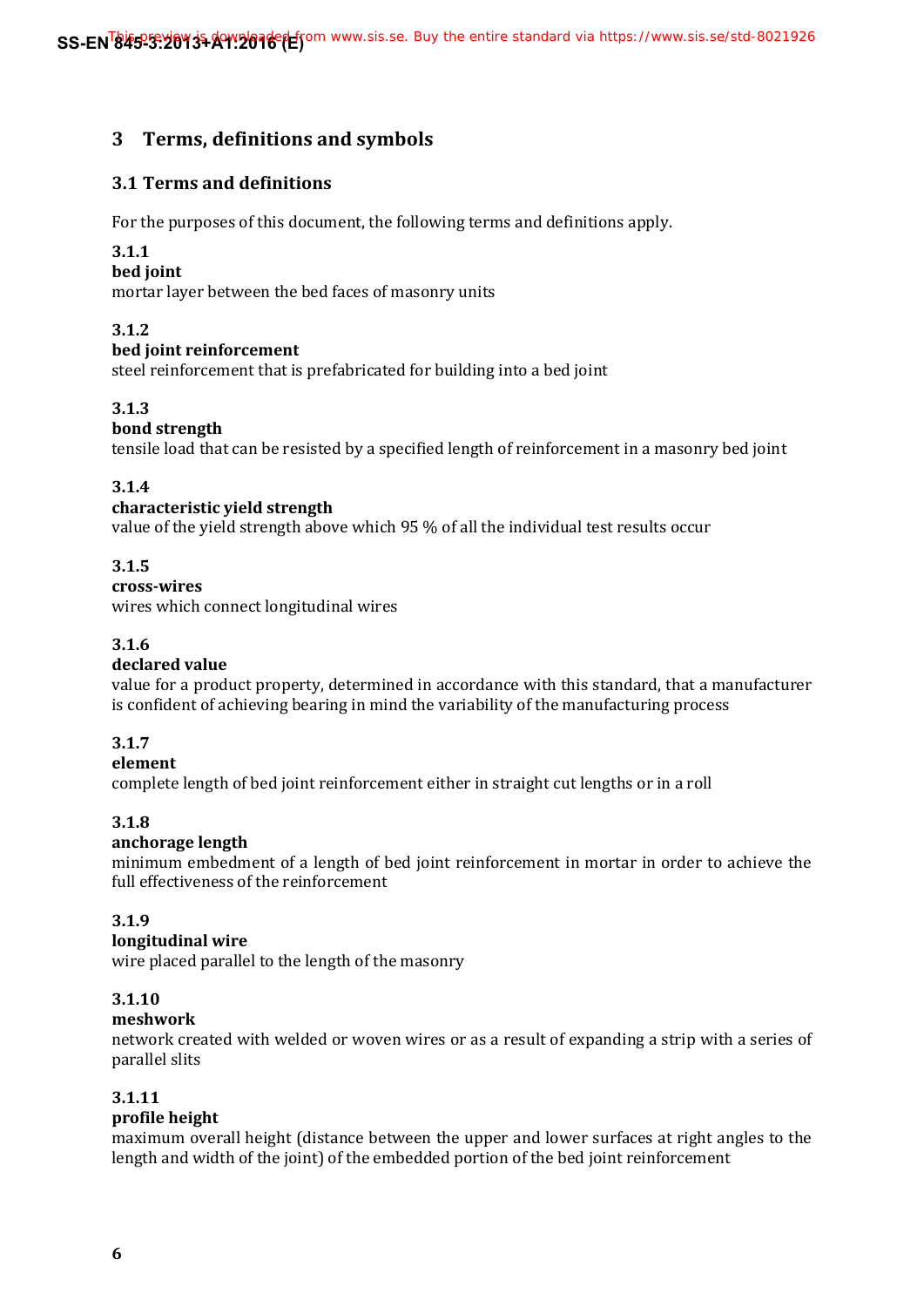# 3 Terms, definitions and symbols

## 3.1 Terms and definitions

For the purposes of this document, the following terms and definitions apply.

**3.1.1**
**bed joint**
mortar layer between the bed faces of masonry units

**3.1.2**
**bed joint reinforcement**
steel reinforcement that is prefabricated for building into a bed joint

**3.1.3**
**bond strength**
tensile load that can be resisted by a specified length of reinforcement in a masonry bed joint

**3.1.4**
**characteristic yield strength**
value of the yield strength above which 95 % of all the individual test results occur

**3.1.5**
**cross-wires**
wires which connect longitudinal wires

**3.1.6**
**declared value**
value for a product property, determined in accordance with this standard, that a manufacturer is confident of achieving bearing in mind the variability of the manufacturing process

**3.1.7**
**element**
complete length of bed joint reinforcement either in straight cut lengths or in a roll

**3.1.8**
**anchorage length**
minimum embedment of a length of bed joint reinforcement in mortar in order to achieve the full effectiveness of the reinforcement

**3.1.9**
**longitudinal wire**
wire placed parallel to the length of the masonry

**3.1.10**
**meshwork**
network created with welded or woven wires or as a result of expanding a strip with a series of parallel slits

**3.1.11**
**profile height**
maximum overall height (distance between the upper and lower surfaces at right angles to the length and width of the joint) of the embedded portion of the bed joint reinforcement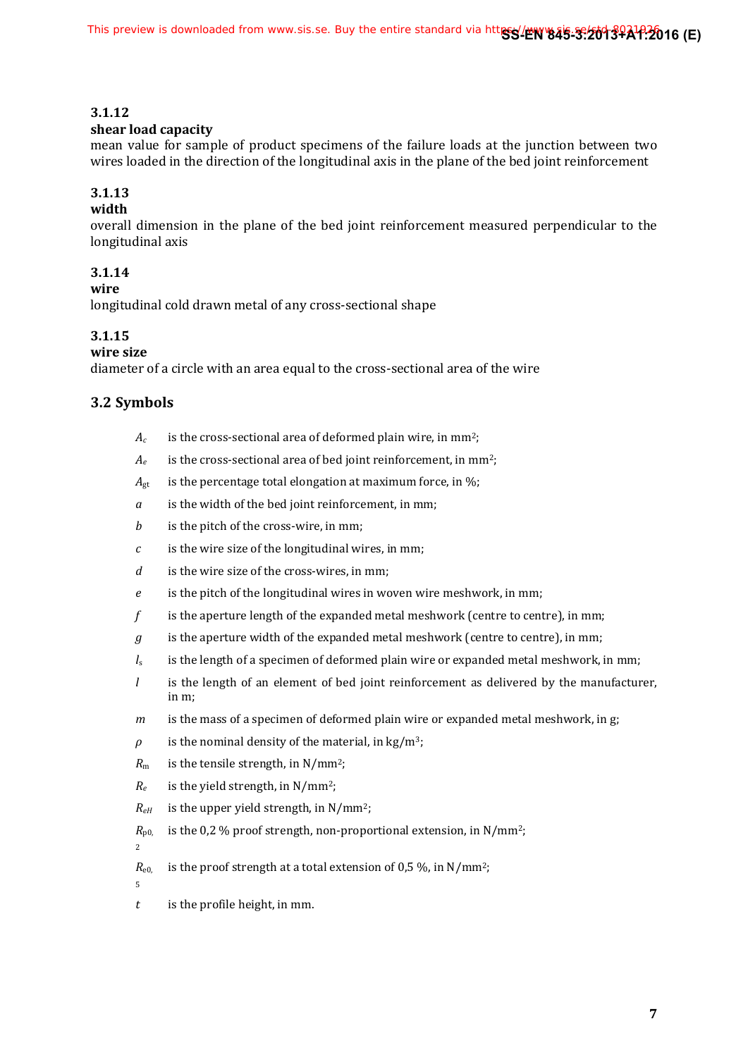### 3.1.12

**shear load capacity**

mean value for sample of product specimens of the failure loads at the junction between two wires loaded in the direction of the longitudinal axis in the plane of the bed joint reinforcement

### 3.1.13

**width**

overall dimension in the plane of the bed joint reinforcement measured perpendicular to the longitudinal axis

### 3.1.14

**wire**

longitudinal cold drawn metal of any cross-sectional shape

### 3.1.15

**wire size**

diameter of a circle with an area equal to the cross-sectional area of the wire

## 3.2 Symbols

$A_c$ is the cross-sectional area of deformed plain wire, in $mm^2$;

$A_e$ is the cross-sectional area of bed joint reinforcement, in $mm^2$;

$A_{gt}$ is the percentage total elongation at maximum force, in %;

$a$ is the width of the bed joint reinforcement, in mm;

$b$ is the pitch of the cross-wire, in mm;

$c$ is the wire size of the longitudinal wires, in mm;

$d$ is the wire size of the cross-wires, in mm;

$e$ is the pitch of the longitudinal wires in woven wire meshwork, in mm;

$f$ is the aperture length of the expanded metal meshwork (centre to centre), in mm;

$g$ is the aperture width of the expanded metal meshwork (centre to centre), in mm;

$l_s$ is the length of a specimen of deformed plain wire or expanded metal meshwork, in mm;

$l$ is the length of an element of bed joint reinforcement as delivered by the manufacturer, in m;

$m$ is the mass of a specimen of deformed plain wire or expanded metal meshwork, in g;

$\rho$ is the nominal density of the material, in $kg/m^3$;

$R_m$ is the tensile strength, in $N/mm^2$;

$R_e$ is the yield strength, in $N/mm^2$;

$R_{eH}$ is the upper yield strength, in $N/mm^2$;

$R_{p0,2}$ is the 0,2 % proof strength, non-proportional extension, in $N/mm^2$;

$R_{e0,5}$ is the proof strength at a total extension of 0,5 %, in $N/mm^2$;

$t$ is the profile height, in mm.